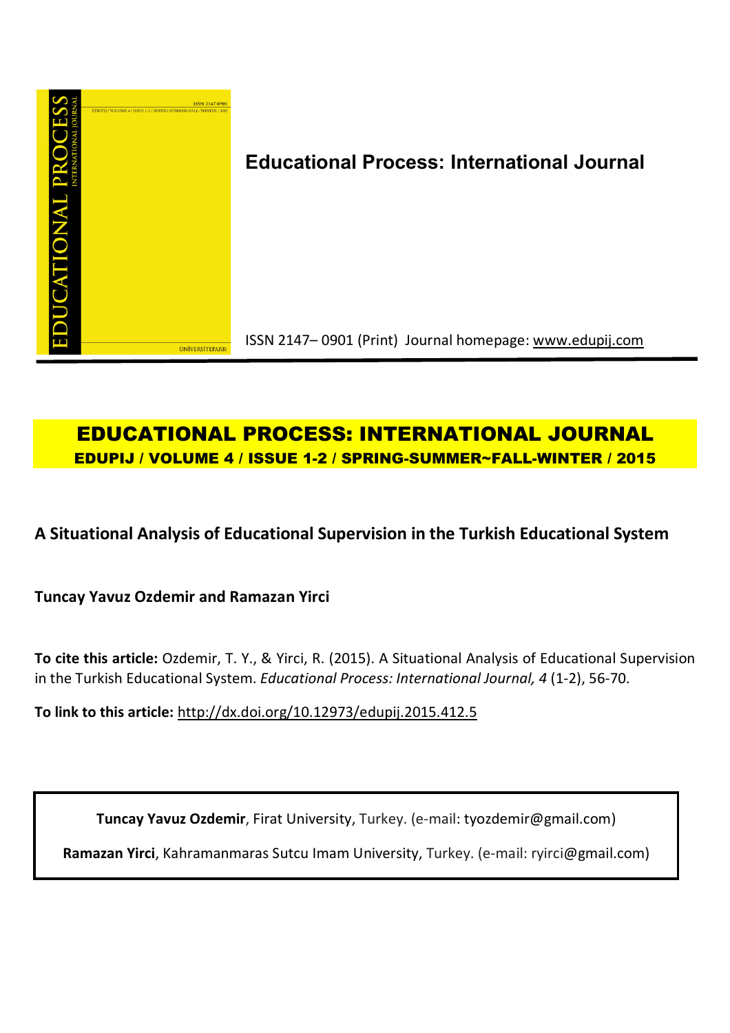**Educational Process: International Journal**

ISSN 2147– 0901 (Print) Journal homepage: www.edupij.com

# EDUCATIONAL PROCESS: INTERNATIONAL JOURNAL

**EDUPIJ / VOLUME 4 / ISSUE 1-2 / SPRING-SUMMER~FALL-WINTER / 2015**

## A Situational Analysis of Educational Supervision in the Turkish Educational System

**Tuncay Yavuz Ozdemir and Ramazan Yirci**

**To cite this article:** Ozdemir, T. Y., & Yirci, R. (2015). A Situational Analysis of Educational Supervision in the Turkish Educational System. *Educational Process: International Journal, 4* (1-2), 56-70.

**To link to this article:** http://dx.doi.org/10.12973/edupij.2015.412.5

**Tuncay Yavuz Ozdemir**, Firat University, Turkey. (e-mail: tyozdemir@gmail.com)

**Ramazan Yirci**, Kahramanmaras Sutcu Imam University, Turkey. (e-mail: ryirci@gmail.com)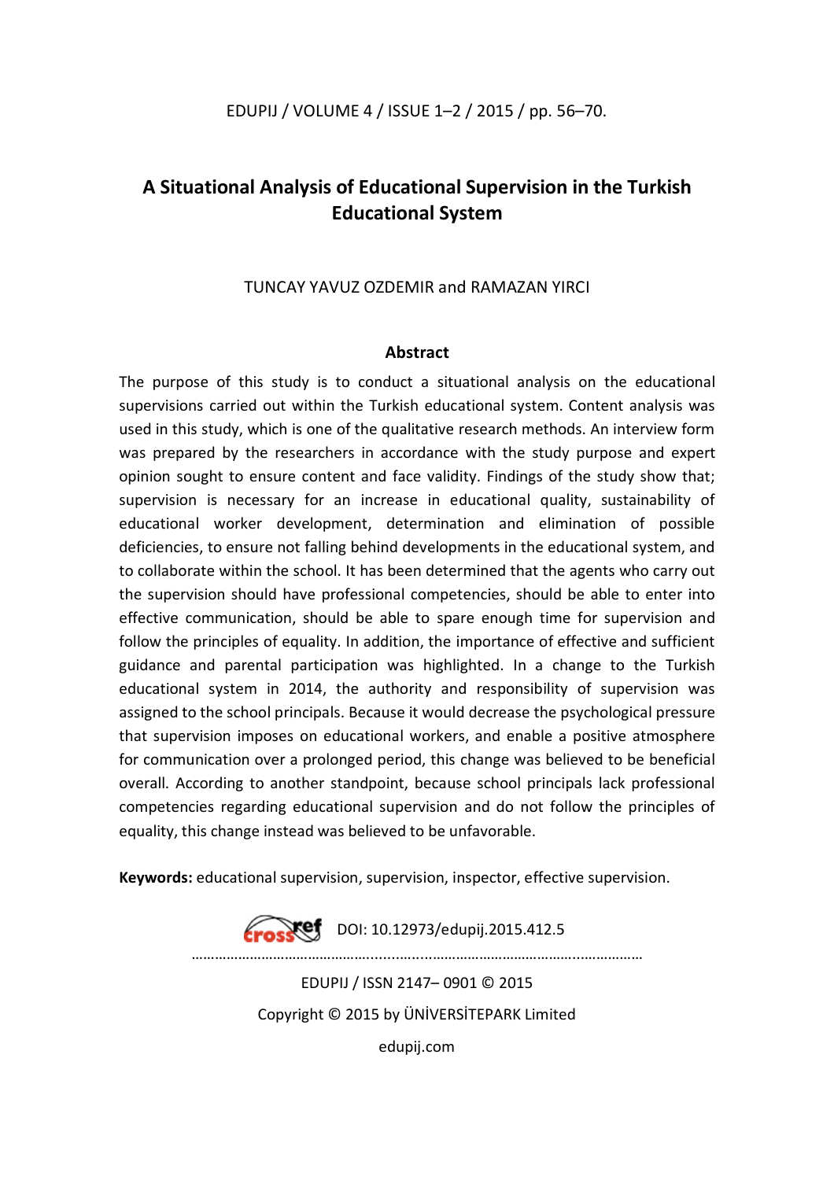# A Situational Analysis of Educational Supervision in the Turkish Educational System

TUNCAY YAVUZ OZDEMIR and RAMAZAN YIRCI

## Abstract

The purpose of this study is to conduct a situational analysis on the educational supervisions carried out within the Turkish educational system. Content analysis was used in this study, which is one of the qualitative research methods. An interview form was prepared by the researchers in accordance with the study purpose and expert opinion sought to ensure content and face validity. Findings of the study show that; supervision is necessary for an increase in educational quality, sustainability of educational worker development, determination and elimination of possible deficiencies, to ensure not falling behind developments in the educational system, and to collaborate within the school. It has been determined that the agents who carry out the supervision should have professional competencies, should be able to enter into effective communication, should be able to spare enough time for supervision and follow the principles of equality. In addition, the importance of effective and sufficient guidance and parental participation was highlighted. In a change to the Turkish educational system in 2014, the authority and responsibility of supervision was assigned to the school principals. Because it would decrease the psychological pressure that supervision imposes on educational workers, and enable a positive atmosphere for communication over a prolonged period, this change was believed to be beneficial overall. According to another standpoint, because school principals lack professional competencies regarding educational supervision and do not follow the principles of equality, this change instead was believed to be unfavorable.

**Keywords:** educational supervision, supervision, inspector, effective supervision.

DOI: 10.12973/edupij.2015.412.5

EDUPIJ / ISSN 2147– 0901 © 2015

Copyright © 2015 by ÜNİVERSİTEPARK Limited

edupij.com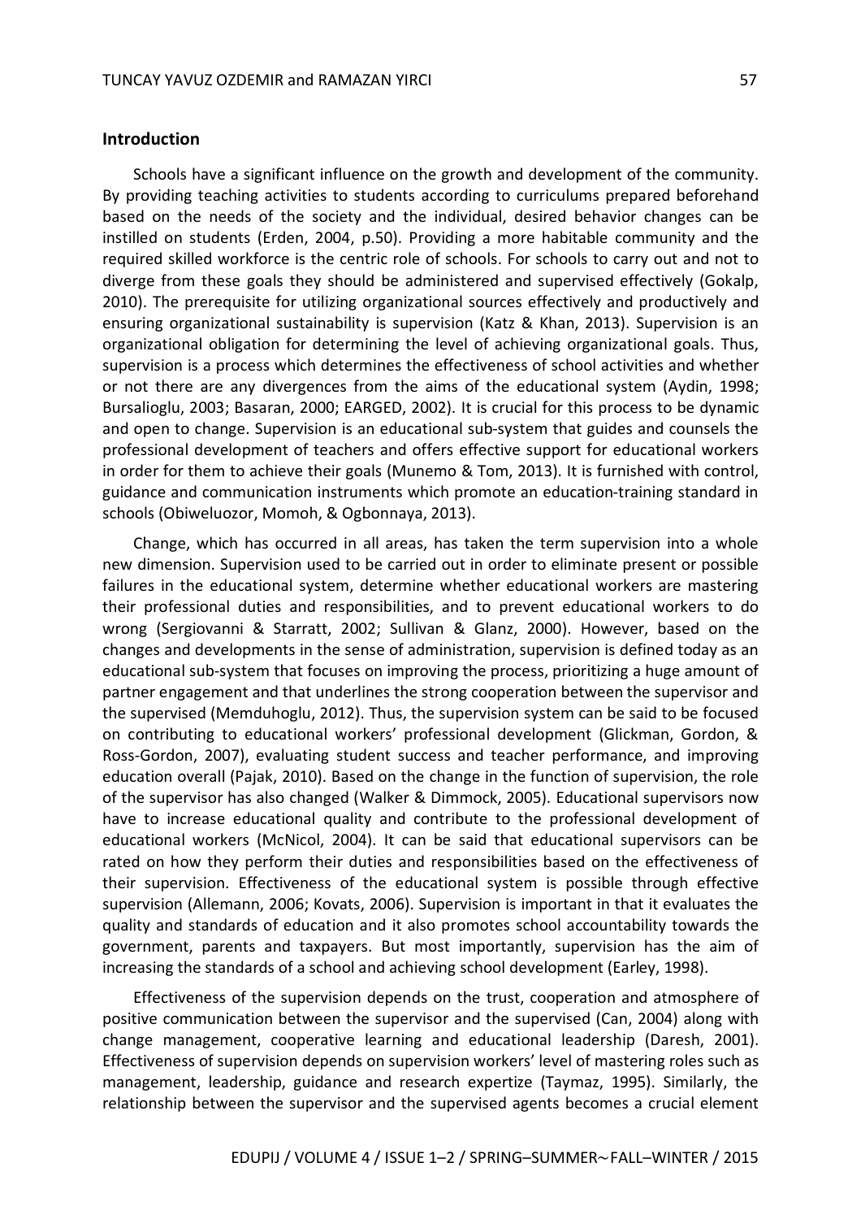## Introduction

Schools have a significant influence on the growth and development of the community. By providing teaching activities to students according to curriculums prepared beforehand based on the needs of the society and the individual, desired behavior changes can be instilled on students (Erden, 2004, p.50). Providing a more habitable community and the required skilled workforce is the centric role of schools. For schools to carry out and not to diverge from these goals they should be administered and supervised effectively (Gokalp, 2010). The prerequisite for utilizing organizational sources effectively and productively and ensuring organizational sustainability is supervision (Katz & Khan, 2013). Supervision is an organizational obligation for determining the level of achieving organizational goals. Thus, supervision is a process which determines the effectiveness of school activities and whether or not there are any divergences from the aims of the educational system (Aydin, 1998; Bursalioglu, 2003; Basaran, 2000; EARGED, 2002). It is crucial for this process to be dynamic and open to change. Supervision is an educational sub-system that guides and counsels the professional development of teachers and offers effective support for educational workers in order for them to achieve their goals (Munemo & Tom, 2013). It is furnished with control, guidance and communication instruments which promote an education-training standard in schools (Obiweluozor, Momoh, & Ogbonnaya, 2013).

Change, which has occurred in all areas, has taken the term supervision into a whole new dimension. Supervision used to be carried out in order to eliminate present or possible failures in the educational system, determine whether educational workers are mastering their professional duties and responsibilities, and to prevent educational workers to do wrong (Sergiovanni & Starratt, 2002; Sullivan & Glanz, 2000). However, based on the changes and developments in the sense of administration, supervision is defined today as an educational sub-system that focuses on improving the process, prioritizing a huge amount of partner engagement and that underlines the strong cooperation between the supervisor and the supervised (Memduhoglu, 2012). Thus, the supervision system can be said to be focused on contributing to educational workers' professional development (Glickman, Gordon, & Ross-Gordon, 2007), evaluating student success and teacher performance, and improving education overall (Pajak, 2010). Based on the change in the function of supervision, the role of the supervisor has also changed (Walker & Dimmock, 2005). Educational supervisors now have to increase educational quality and contribute to the professional development of educational workers (McNicol, 2004). It can be said that educational supervisors can be rated on how they perform their duties and responsibilities based on the effectiveness of their supervision. Effectiveness of the educational system is possible through effective supervision (Allemann, 2006; Kovats, 2006). Supervision is important in that it evaluates the quality and standards of education and it also promotes school accountability towards the government, parents and taxpayers. But most importantly, supervision has the aim of increasing the standards of a school and achieving school development (Earley, 1998).

Effectiveness of the supervision depends on the trust, cooperation and atmosphere of positive communication between the supervisor and the supervised (Can, 2004) along with change management, cooperative learning and educational leadership (Daresh, 2001). Effectiveness of supervision depends on supervision workers' level of mastering roles such as management, leadership, guidance and research expertize (Taymaz, 1995). Similarly, the relationship between the supervisor and the supervised agents becomes a crucial element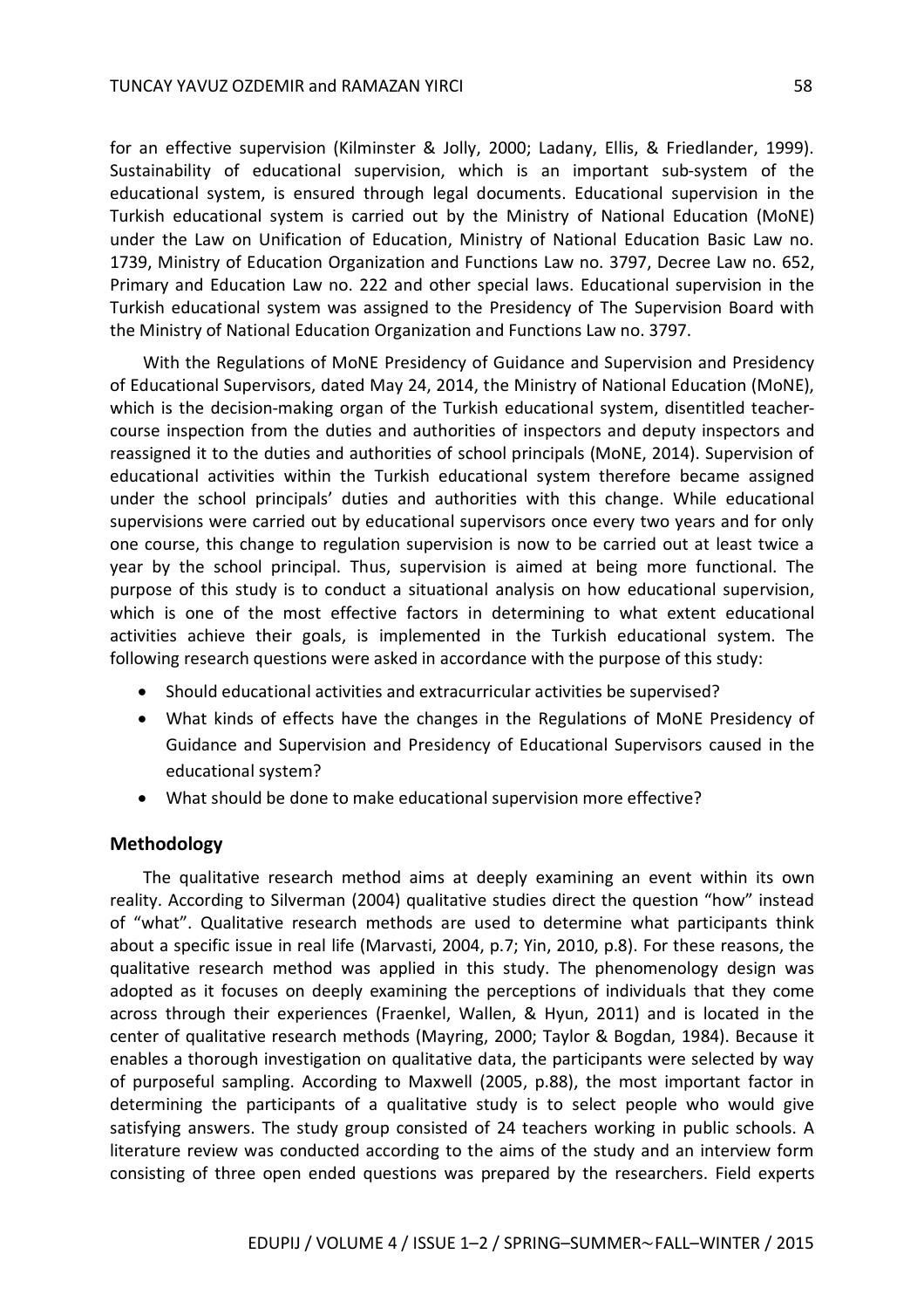for an effective supervision (Kilminster & Jolly, 2000; Ladany, Ellis, & Friedlander, 1999). Sustainability of educational supervision, which is an important sub-system of the educational system, is ensured through legal documents. Educational supervision in the Turkish educational system is carried out by the Ministry of National Education (MoNE) under the Law on Unification of Education, Ministry of National Education Basic Law no. 1739, Ministry of Education Organization and Functions Law no. 3797, Decree Law no. 652, Primary and Education Law no. 222 and other special laws. Educational supervision in the Turkish educational system was assigned to the Presidency of The Supervision Board with the Ministry of National Education Organization and Functions Law no. 3797.

With the Regulations of MoNE Presidency of Guidance and Supervision and Presidency of Educational Supervisors, dated May 24, 2014, the Ministry of National Education (MoNE), which is the decision-making organ of the Turkish educational system, disentitled teacher-course inspection from the duties and authorities of inspectors and deputy inspectors and reassigned it to the duties and authorities of school principals (MoNE, 2014). Supervision of educational activities within the Turkish educational system therefore became assigned under the school principals' duties and authorities with this change. While educational supervisions were carried out by educational supervisors once every two years and for only one course, this change to regulation supervision is now to be carried out at least twice a year by the school principal. Thus, supervision is aimed at being more functional. The purpose of this study is to conduct a situational analysis on how educational supervision, which is one of the most effective factors in determining to what extent educational activities achieve their goals, is implemented in the Turkish educational system. The following research questions were asked in accordance with the purpose of this study:

- Should educational activities and extracurricular activities be supervised?
- What kinds of effects have the changes in the Regulations of MoNE Presidency of Guidance and Supervision and Presidency of Educational Supervisors caused in the educational system?
- What should be done to make educational supervision more effective?

## Methodology

The qualitative research method aims at deeply examining an event within its own reality. According to Silverman (2004) qualitative studies direct the question "how" instead of "what". Qualitative research methods are used to determine what participants think about a specific issue in real life (Marvasti, 2004, p.7; Yin, 2010, p.8). For these reasons, the qualitative research method was applied in this study. The phenomenology design was adopted as it focuses on deeply examining the perceptions of individuals that they come across through their experiences (Fraenkel, Wallen, & Hyun, 2011) and is located in the center of qualitative research methods (Mayring, 2000; Taylor & Bogdan, 1984). Because it enables a thorough investigation on qualitative data, the participants were selected by way of purposeful sampling. According to Maxwell (2005, p.88), the most important factor in determining the participants of a qualitative study is to select people who would give satisfying answers. The study group consisted of 24 teachers working in public schools. A literature review was conducted according to the aims of the study and an interview form consisting of three open ended questions was prepared by the researchers. Field experts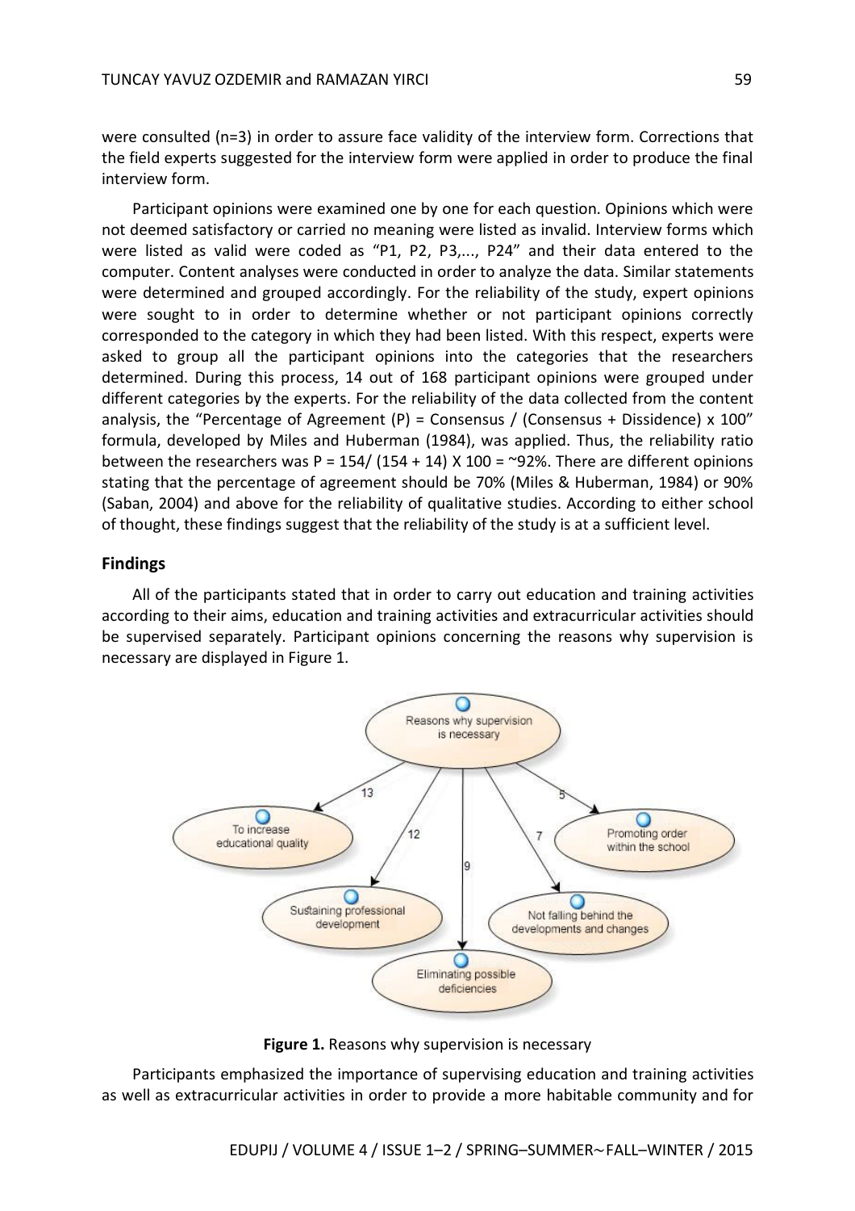were consulted (n=3) in order to assure face validity of the interview form. Corrections that the field experts suggested for the interview form were applied in order to produce the final interview form.

Participant opinions were examined one by one for each question. Opinions which were not deemed satisfactory or carried no meaning were listed as invalid. Interview forms which were listed as valid were coded as "P1, P2, P3,..., P24" and their data entered to the computer. Content analyses were conducted in order to analyze the data. Similar statements were determined and grouped accordingly. For the reliability of the study, expert opinions were sought to in order to determine whether or not participant opinions correctly corresponded to the category in which they had been listed. With this respect, experts were asked to group all the participant opinions into the categories that the researchers determined. During this process, 14 out of 168 participant opinions were grouped under different categories by the experts. For the reliability of the data collected from the content analysis, the "Percentage of Agreement (P) = Consensus / (Consensus + Dissidence) x 100" formula, developed by Miles and Huberman (1984), was applied. Thus, the reliability ratio between the researchers was P = 154/ (154 + 14) X 100 = ~92%. There are different opinions stating that the percentage of agreement should be 70% (Miles & Huberman, 1984) or 90% (Saban, 2004) and above for the reliability of qualitative studies. According to either school of thought, these findings suggest that the reliability of the study is at a sufficient level.

## Findings

All of the participants stated that in order to carry out education and training activities according to their aims, education and training activities and extracurricular activities should be supervised separately. Participant opinions concerning the reasons why supervision is necessary are displayed in Figure 1.

**Figure 1.** Reasons why supervision is necessary

Participants emphasized the importance of supervising education and training activities as well as extracurricular activities in order to provide a more habitable community and for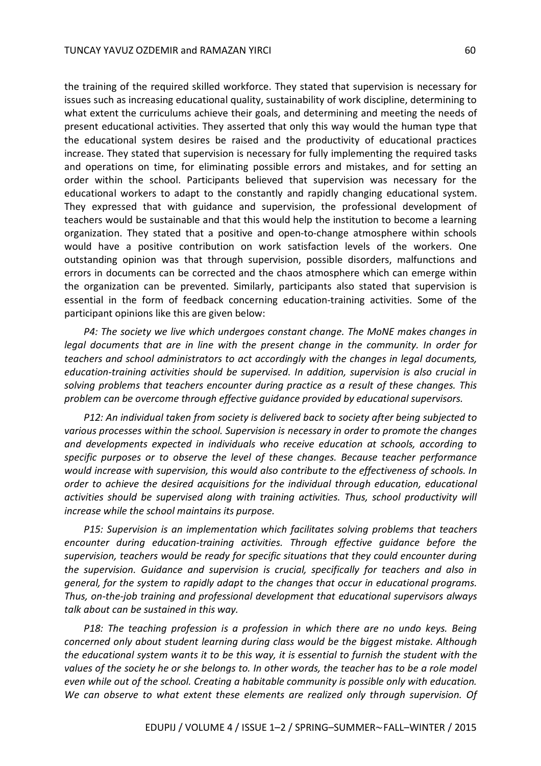the training of the required skilled workforce. They stated that supervision is necessary for issues such as increasing educational quality, sustainability of work discipline, determining to what extent the curriculums achieve their goals, and determining and meeting the needs of present educational activities. They asserted that only this way would the human type that the educational system desires be raised and the productivity of educational practices increase. They stated that supervision is necessary for fully implementing the required tasks and operations on time, for eliminating possible errors and mistakes, and for setting an order within the school. Participants believed that supervision was necessary for the educational workers to adapt to the constantly and rapidly changing educational system. They expressed that with guidance and supervision, the professional development of teachers would be sustainable and that this would help the institution to become a learning organization. They stated that a positive and open-to-change atmosphere within schools would have a positive contribution on work satisfaction levels of the workers. One outstanding opinion was that through supervision, possible disorders, malfunctions and errors in documents can be corrected and the chaos atmosphere which can emerge within the organization can be prevented. Similarly, participants also stated that supervision is essential in the form of feedback concerning education-training activities. Some of the participant opinions like this are given below:

*P4: The society we live which undergoes constant change. The MoNE makes changes in legal documents that are in line with the present change in the community. In order for teachers and school administrators to act accordingly with the changes in legal documents, education-training activities should be supervised. In addition, supervision is also crucial in solving problems that teachers encounter during practice as a result of these changes. This problem can be overcome through effective guidance provided by educational supervisors.*

*P12: An individual taken from society is delivered back to society after being subjected to various processes within the school. Supervision is necessary in order to promote the changes and developments expected in individuals who receive education at schools, according to specific purposes or to observe the level of these changes. Because teacher performance would increase with supervision, this would also contribute to the effectiveness of schools. In order to achieve the desired acquisitions for the individual through education, educational activities should be supervised along with training activities. Thus, school productivity will increase while the school maintains its purpose.*

*P15: Supervision is an implementation which facilitates solving problems that teachers encounter during education-training activities. Through effective guidance before the supervision, teachers would be ready for specific situations that they could encounter during the supervision. Guidance and supervision is crucial, specifically for teachers and also in general, for the system to rapidly adapt to the changes that occur in educational programs. Thus, on-the-job training and professional development that educational supervisors always talk about can be sustained in this way.*

*P18: The teaching profession is a profession in which there are no undo keys. Being concerned only about student learning during class would be the biggest mistake. Although the educational system wants it to be this way, it is essential to furnish the student with the values of the society he or she belongs to. In other words, the teacher has to be a role model even while out of the school. Creating a habitable community is possible only with education. We can observe to what extent these elements are realized only through supervision. Of*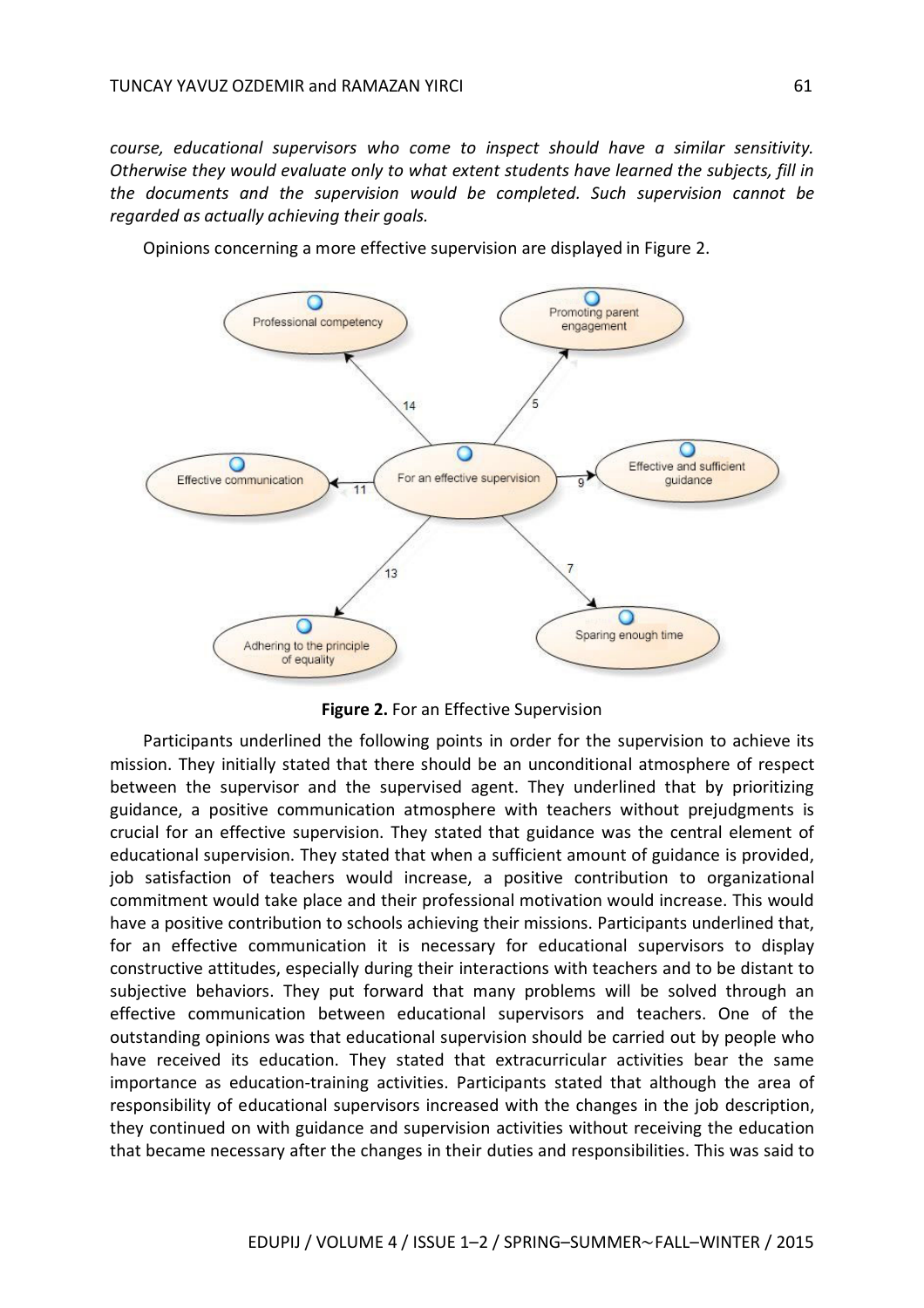*course, educational supervisors who come to inspect should have a similar sensitivity. Otherwise they would evaluate only to what extent students have learned the subjects, fill in the documents and the supervision would be completed. Such supervision cannot be regarded as actually achieving their goals.*

Opinions concerning a more effective supervision are displayed in Figure 2.

**Figure 2.** For an Effective Supervision

Participants underlined the following points in order for the supervision to achieve its mission. They initially stated that there should be an unconditional atmosphere of respect between the supervisor and the supervised agent. They underlined that by prioritizing guidance, a positive communication atmosphere with teachers without prejudgments is crucial for an effective supervision. They stated that guidance was the central element of educational supervision. They stated that when a sufficient amount of guidance is provided, job satisfaction of teachers would increase, a positive contribution to organizational commitment would take place and their professional motivation would increase. This would have a positive contribution to schools achieving their missions. Participants underlined that, for an effective communication it is necessary for educational supervisors to display constructive attitudes, especially during their interactions with teachers and to be distant to subjective behaviors. They put forward that many problems will be solved through an effective communication between educational supervisors and teachers. One of the outstanding opinions was that educational supervision should be carried out by people who have received its education. They stated that extracurricular activities bear the same importance as education-training activities. Participants stated that although the area of responsibility of educational supervisors increased with the changes in the job description, they continued on with guidance and supervision activities without receiving the education that became necessary after the changes in their duties and responsibilities. This was said to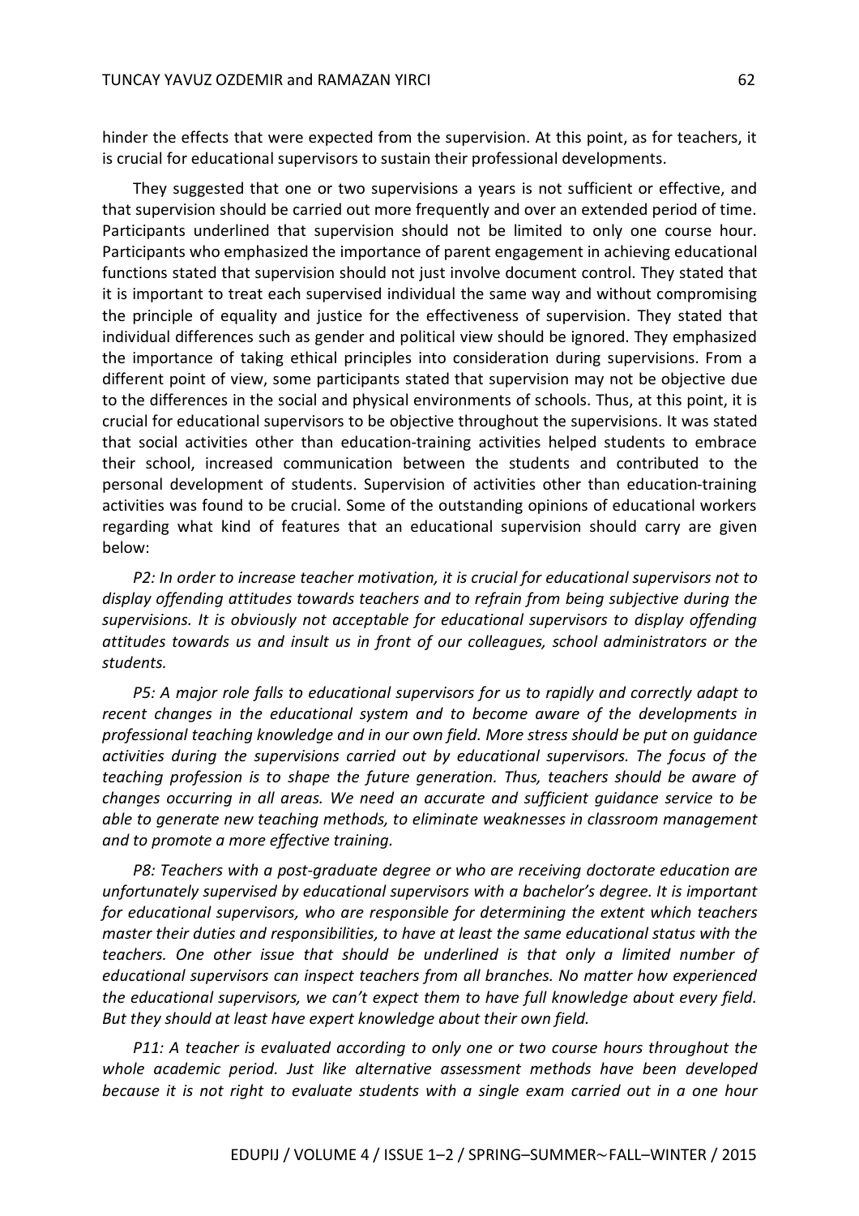hinder the effects that were expected from the supervision. At this point, as for teachers, it is crucial for educational supervisors to sustain their professional developments.

They suggested that one or two supervisions a years is not sufficient or effective, and that supervision should be carried out more frequently and over an extended period of time. Participants underlined that supervision should not be limited to only one course hour. Participants who emphasized the importance of parent engagement in achieving educational functions stated that supervision should not just involve document control. They stated that it is important to treat each supervised individual the same way and without compromising the principle of equality and justice for the effectiveness of supervision. They stated that individual differences such as gender and political view should be ignored. They emphasized the importance of taking ethical principles into consideration during supervisions. From a different point of view, some participants stated that supervision may not be objective due to the differences in the social and physical environments of schools. Thus, at this point, it is crucial for educational supervisors to be objective throughout the supervisions. It was stated that social activities other than education-training activities helped students to embrace their school, increased communication between the students and contributed to the personal development of students. Supervision of activities other than education-training activities was found to be crucial. Some of the outstanding opinions of educational workers regarding what kind of features that an educational supervision should carry are given below:

*P2: In order to increase teacher motivation, it is crucial for educational supervisors not to display offending attitudes towards teachers and to refrain from being subjective during the supervisions. It is obviously not acceptable for educational supervisors to display offending attitudes towards us and insult us in front of our colleagues, school administrators or the students.*

*P5: A major role falls to educational supervisors for us to rapidly and correctly adapt to recent changes in the educational system and to become aware of the developments in professional teaching knowledge and in our own field. More stress should be put on guidance activities during the supervisions carried out by educational supervisors. The focus of the teaching profession is to shape the future generation. Thus, teachers should be aware of changes occurring in all areas. We need an accurate and sufficient guidance service to be able to generate new teaching methods, to eliminate weaknesses in classroom management and to promote a more effective training.*

*P8: Teachers with a post-graduate degree or who are receiving doctorate education are unfortunately supervised by educational supervisors with a bachelor's degree. It is important for educational supervisors, who are responsible for determining the extent which teachers master their duties and responsibilities, to have at least the same educational status with the teachers. One other issue that should be underlined is that only a limited number of educational supervisors can inspect teachers from all branches. No matter how experienced the educational supervisors, we can't expect them to have full knowledge about every field. But they should at least have expert knowledge about their own field.*

*P11: A teacher is evaluated according to only one or two course hours throughout the whole academic period. Just like alternative assessment methods have been developed because it is not right to evaluate students with a single exam carried out in a one hour*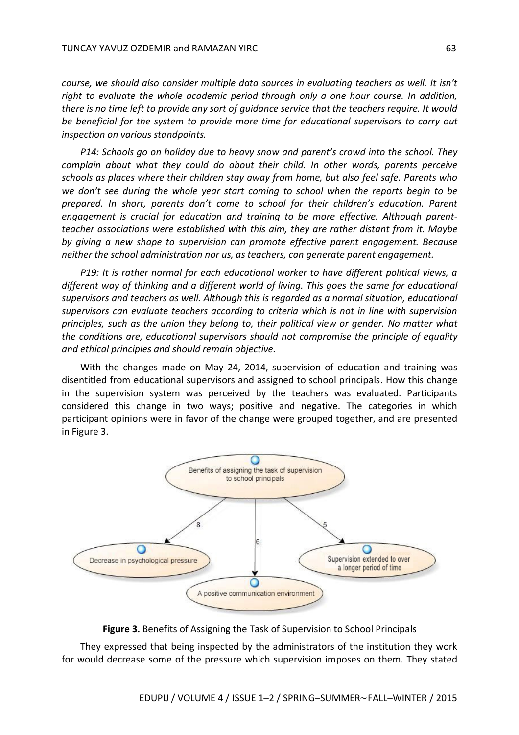*course, we should also consider multiple data sources in evaluating teachers as well. It isn't right to evaluate the whole academic period through only a one hour course. In addition, there is no time left to provide any sort of guidance service that the teachers require. It would be beneficial for the system to provide more time for educational supervisors to carry out inspection on various standpoints.*

*P14: Schools go on holiday due to heavy snow and parent's crowd into the school. They complain about what they could do about their child. In other words, parents perceive schools as places where their children stay away from home, but also feel safe. Parents who we don't see during the whole year start coming to school when the reports begin to be prepared. In short, parents don't come to school for their children's education. Parent engagement is crucial for education and training to be more effective. Although parent-teacher associations were established with this aim, they are rather distant from it. Maybe by giving a new shape to supervision can promote effective parent engagement. Because neither the school administration nor us, as teachers, can generate parent engagement.*

*P19: It is rather normal for each educational worker to have different political views, a different way of thinking and a different world of living. This goes the same for educational supervisors and teachers as well. Although this is regarded as a normal situation, educational supervisors can evaluate teachers according to criteria which is not in line with supervision principles, such as the union they belong to, their political view or gender. No matter what the conditions are, educational supervisors should not compromise the principle of equality and ethical principles and should remain objective.*

With the changes made on May 24, 2014, supervision of education and training was disentitled from educational supervisors and assigned to school principals. How this change in the supervision system was perceived by the teachers was evaluated. Participants considered this change in two ways; positive and negative. The categories in which participant opinions were in favor of the change were grouped together, and are presented in Figure 3.

Benefits of assigning the task of supervision to school principals
- Decrease in psychological pressure (8)
- A positive communication environment (6)
- Supervision extended to over a longer period of time (5)

**Figure 3.** Benefits of Assigning the Task of Supervision to School Principals

They expressed that being inspected by the administrators of the institution they work for would decrease some of the pressure which supervision imposes on them. They stated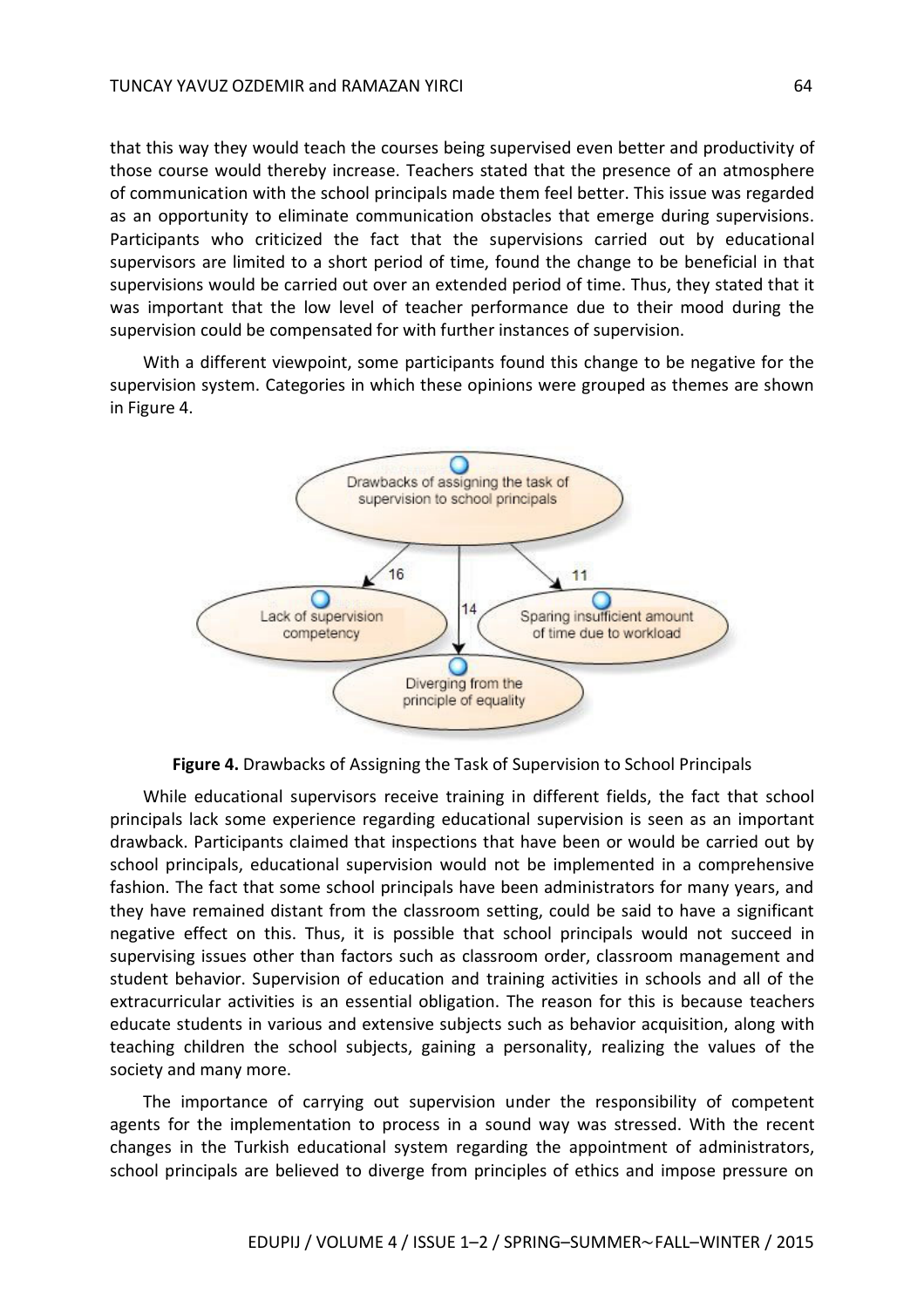that this way they would teach the courses being supervised even better and productivity of those course would thereby increase. Teachers stated that the presence of an atmosphere of communication with the school principals made them feel better. This issue was regarded as an opportunity to eliminate communication obstacles that emerge during supervisions. Participants who criticized the fact that the supervisions carried out by educational supervisors are limited to a short period of time, found the change to be beneficial in that supervisions would be carried out over an extended period of time. Thus, they stated that it was important that the low level of teacher performance due to their mood during the supervision could be compensated for with further instances of supervision.

With a different viewpoint, some participants found this change to be negative for the supervision system. Categories in which these opinions were grouped as themes are shown in Figure 4.

Drawbacks of assigning the task of supervision to school principals

- Lack of supervision competency (16)
- Diverging from the principle of equality (14)
- Sparing insufficient amount of time due to workload (11)

**Figure 4.** Drawbacks of Assigning the Task of Supervision to School Principals

While educational supervisors receive training in different fields, the fact that school principals lack some experience regarding educational supervision is seen as an important drawback. Participants claimed that inspections that have been or would be carried out by school principals, educational supervision would not be implemented in a comprehensive fashion. The fact that some school principals have been administrators for many years, and they have remained distant from the classroom setting, could be said to have a significant negative effect on this. Thus, it is possible that school principals would not succeed in supervising issues other than factors such as classroom order, classroom management and student behavior. Supervision of education and training activities in schools and all of the extracurricular activities is an essential obligation. The reason for this is because teachers educate students in various and extensive subjects such as behavior acquisition, along with teaching children the school subjects, gaining a personality, realizing the values of the society and many more.

The importance of carrying out supervision under the responsibility of competent agents for the implementation to process in a sound way was stressed. With the recent changes in the Turkish educational system regarding the appointment of administrators, school principals are believed to diverge from principles of ethics and impose pressure on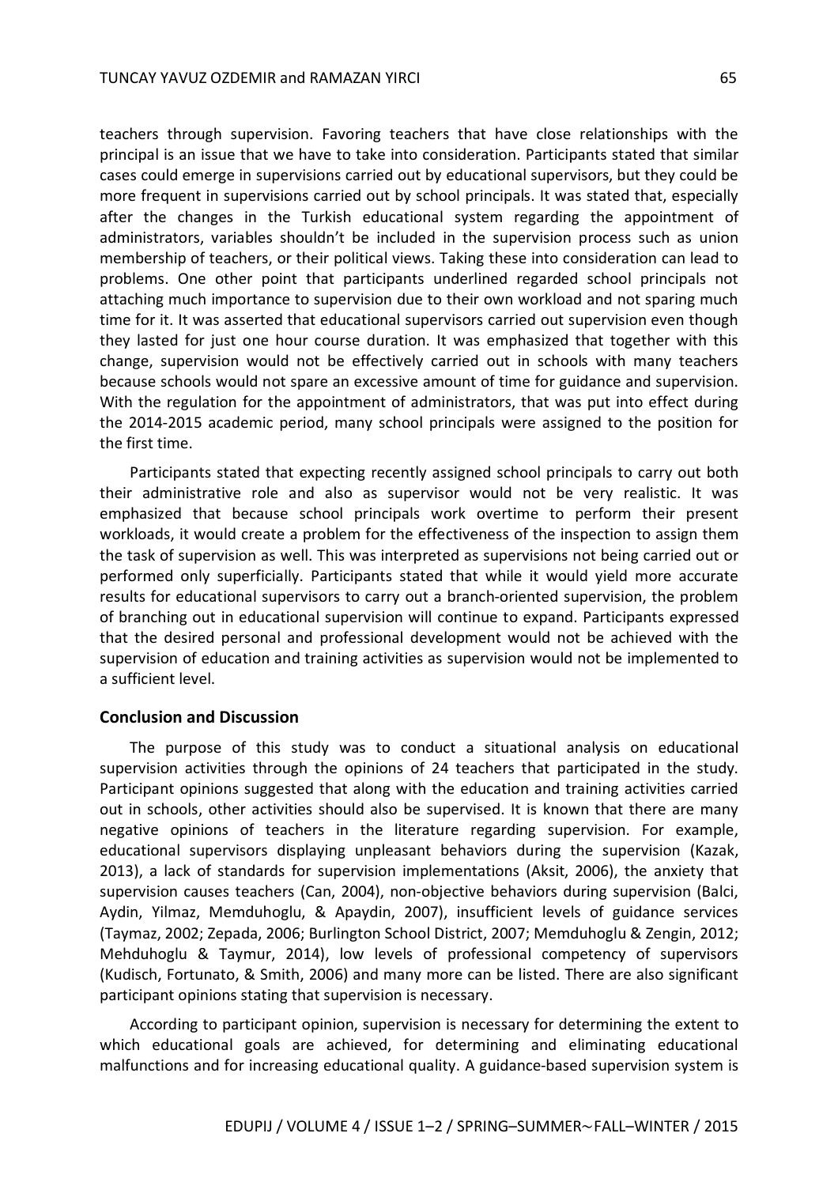teachers through supervision. Favoring teachers that have close relationships with the principal is an issue that we have to take into consideration. Participants stated that similar cases could emerge in supervisions carried out by educational supervisors, but they could be more frequent in supervisions carried out by school principals. It was stated that, especially after the changes in the Turkish educational system regarding the appointment of administrators, variables shouldn't be included in the supervision process such as union membership of teachers, or their political views. Taking these into consideration can lead to problems. One other point that participants underlined regarded school principals not attaching much importance to supervision due to their own workload and not sparing much time for it. It was asserted that educational supervisors carried out supervision even though they lasted for just one hour course duration. It was emphasized that together with this change, supervision would not be effectively carried out in schools with many teachers because schools would not spare an excessive amount of time for guidance and supervision. With the regulation for the appointment of administrators, that was put into effect during the 2014-2015 academic period, many school principals were assigned to the position for the first time.

Participants stated that expecting recently assigned school principals to carry out both their administrative role and also as supervisor would not be very realistic. It was emphasized that because school principals work overtime to perform their present workloads, it would create a problem for the effectiveness of the inspection to assign them the task of supervision as well. This was interpreted as supervisions not being carried out or performed only superficially. Participants stated that while it would yield more accurate results for educational supervisors to carry out a branch-oriented supervision, the problem of branching out in educational supervision will continue to expand. Participants expressed that the desired personal and professional development would not be achieved with the supervision of education and training activities as supervision would not be implemented to a sufficient level.

## Conclusion and Discussion

The purpose of this study was to conduct a situational analysis on educational supervision activities through the opinions of 24 teachers that participated in the study. Participant opinions suggested that along with the education and training activities carried out in schools, other activities should also be supervised. It is known that there are many negative opinions of teachers in the literature regarding supervision. For example, educational supervisors displaying unpleasant behaviors during the supervision (Kazak, 2013), a lack of standards for supervision implementations (Aksit, 2006), the anxiety that supervision causes teachers (Can, 2004), non-objective behaviors during supervision (Balci, Aydin, Yilmaz, Memduhoglu, & Apaydin, 2007), insufficient levels of guidance services (Taymaz, 2002; Zepada, 2006; Burlington School District, 2007; Memduhoglu & Zengin, 2012; Mehduhoglu & Taymur, 2014), low levels of professional competency of supervisors (Kudisch, Fortunato, & Smith, 2006) and many more can be listed. There are also significant participant opinions stating that supervision is necessary.

According to participant opinion, supervision is necessary for determining the extent to which educational goals are achieved, for determining and eliminating educational malfunctions and for increasing educational quality. A guidance-based supervision system is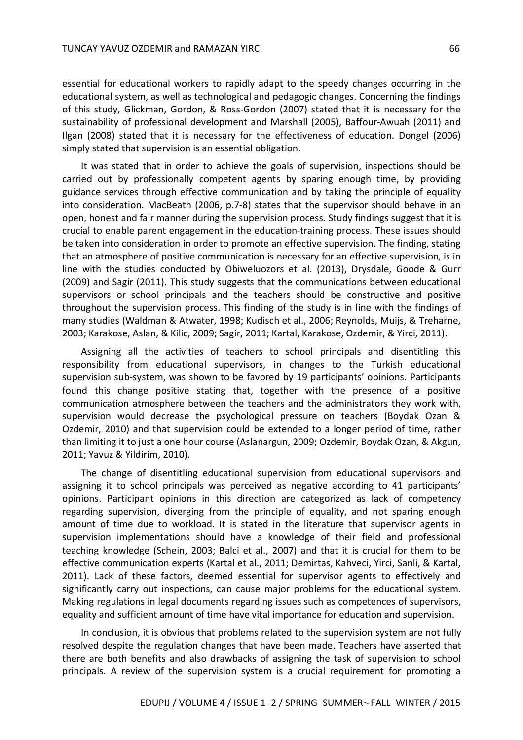essential for educational workers to rapidly adapt to the speedy changes occurring in the educational system, as well as technological and pedagogic changes. Concerning the findings of this study, Glickman, Gordon, & Ross-Gordon (2007) stated that it is necessary for the sustainability of professional development and Marshall (2005), Baffour-Awuah (2011) and Ilgan (2008) stated that it is necessary for the effectiveness of education. Dongel (2006) simply stated that supervision is an essential obligation.

It was stated that in order to achieve the goals of supervision, inspections should be carried out by professionally competent agents by sparing enough time, by providing guidance services through effective communication and by taking the principle of equality into consideration. MacBeath (2006, p.7-8) states that the supervisor should behave in an open, honest and fair manner during the supervision process. Study findings suggest that it is crucial to enable parent engagement in the education-training process. These issues should be taken into consideration in order to promote an effective supervision. The finding, stating that an atmosphere of positive communication is necessary for an effective supervision, is in line with the studies conducted by Obiweluozors et al. (2013), Drysdale, Goode & Gurr (2009) and Sagir (2011). This study suggests that the communications between educational supervisors or school principals and the teachers should be constructive and positive throughout the supervision process. This finding of the study is in line with the findings of many studies (Waldman & Atwater, 1998; Kudisch et al., 2006; Reynolds, Muijs, & Treharne, 2003; Karakose, Aslan, & Kilic, 2009; Sagir, 2011; Kartal, Karakose, Ozdemir, & Yirci, 2011).

Assigning all the activities of teachers to school principals and disentitling this responsibility from educational supervisors, in changes to the Turkish educational supervision sub-system, was shown to be favored by 19 participants' opinions. Participants found this change positive stating that, together with the presence of a positive communication atmosphere between the teachers and the administrators they work with, supervision would decrease the psychological pressure on teachers (Boydak Ozan & Ozdemir, 2010) and that supervision could be extended to a longer period of time, rather than limiting it to just a one hour course (Aslanargun, 2009; Ozdemir, Boydak Ozan, & Akgun, 2011; Yavuz & Yildirim, 2010).

The change of disentitling educational supervision from educational supervisors and assigning it to school principals was perceived as negative according to 41 participants' opinions. Participant opinions in this direction are categorized as lack of competency regarding supervision, diverging from the principle of equality, and not sparing enough amount of time due to workload. It is stated in the literature that supervisor agents in supervision implementations should have a knowledge of their field and professional teaching knowledge (Schein, 2003; Balci et al., 2007) and that it is crucial for them to be effective communication experts (Kartal et al., 2011; Demirtas, Kahveci, Yirci, Sanli, & Kartal, 2011). Lack of these factors, deemed essential for supervisor agents to effectively and significantly carry out inspections, can cause major problems for the educational system. Making regulations in legal documents regarding issues such as competences of supervisors, equality and sufficient amount of time have vital importance for education and supervision.

In conclusion, it is obvious that problems related to the supervision system are not fully resolved despite the regulation changes that have been made. Teachers have asserted that there are both benefits and also drawbacks of assigning the task of supervision to school principals. A review of the supervision system is a crucial requirement for promoting a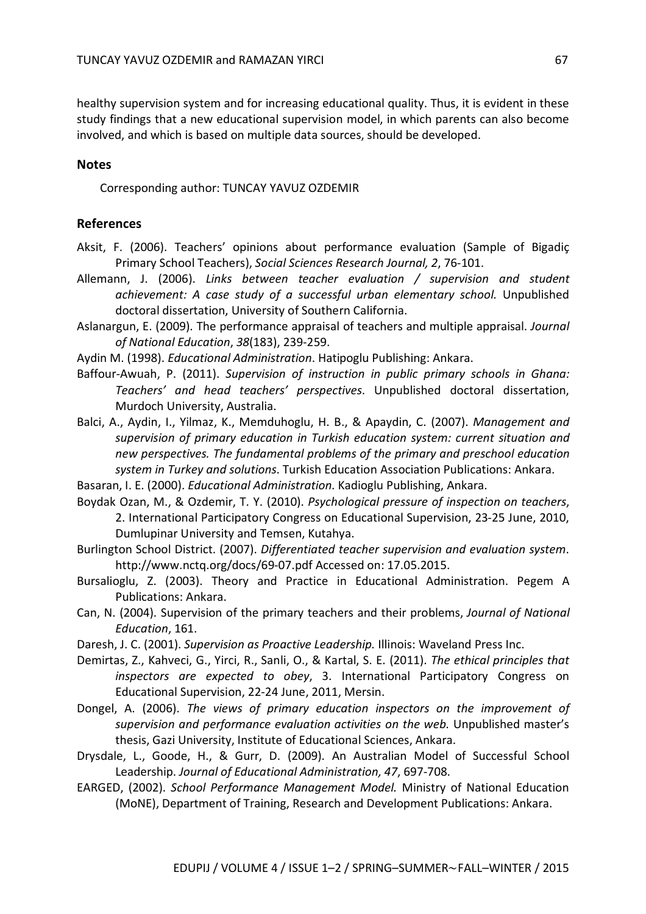healthy supervision system and for increasing educational quality. Thus, it is evident in these study findings that a new educational supervision model, in which parents can also become involved, and which is based on multiple data sources, should be developed.

## Notes

Corresponding author: TUNCAY YAVUZ OZDEMIR

## References

Aksit, F. (2006). Teachers' opinions about performance evaluation (Sample of Bigadiç Primary School Teachers), *Social Sciences Research Journal, 2*, 76-101.

Allemann, J. (2006). *Links between teacher evaluation / supervision and student achievement: A case study of a successful urban elementary school.* Unpublished doctoral dissertation, University of Southern California.

Aslanargun, E. (2009). The performance appraisal of teachers and multiple appraisal. *Journal of National Education*, *38*(183), 239-259.

Aydin M. (1998). *Educational Administration*. Hatipoglu Publishing: Ankara.

Baffour-Awuah, P. (2011). *Supervision of instruction in public primary schools in Ghana: Teachers' and head teachers' perspectives*. Unpublished doctoral dissertation, Murdoch University, Australia.

Balci, A., Aydin, I., Yilmaz, K., Memduhoglu, H. B., & Apaydin, C. (2007). *Management and supervision of primary education in Turkish education system: current situation and new perspectives. The fundamental problems of the primary and preschool education system in Turkey and solutions*. Turkish Education Association Publications: Ankara.

Basaran, I. E. (2000). *Educational Administration.* Kadioglu Publishing, Ankara.

Boydak Ozan, M., & Ozdemir, T. Y. (2010). *Psychological pressure of inspection on teachers*, 2. International Participatory Congress on Educational Supervision, 23-25 June, 2010, Dumlupinar University and Temsen, Kutahya.

Burlington School District. (2007). *Differentiated teacher supervision and evaluation system*. http://www.nctq.org/docs/69-07.pdf Accessed on: 17.05.2015.

Bursalioglu, Z. (2003). Theory and Practice in Educational Administration. Pegem A Publications: Ankara.

Can, N. (2004). Supervision of the primary teachers and their problems, *Journal of National Education*, 161.

Daresh, J. C. (2001). *Supervision as Proactive Leadership.* Illinois: Waveland Press Inc.

Demirtas, Z., Kahveci, G., Yirci, R., Sanli, O., & Kartal, S. E. (2011). *The ethical principles that inspectors are expected to obey*, 3. International Participatory Congress on Educational Supervision, 22-24 June, 2011, Mersin.

Dongel, A. (2006). *The views of primary education inspectors on the improvement of supervision and performance evaluation activities on the web.* Unpublished master's thesis, Gazi University, Institute of Educational Sciences, Ankara.

Drysdale, L., Goode, H., & Gurr, D. (2009). An Australian Model of Successful School Leadership. *Journal of Educational Administration, 47*, 697-708.

EARGED, (2002). *School Performance Management Model.* Ministry of National Education (MoNE), Department of Training, Research and Development Publications: Ankara.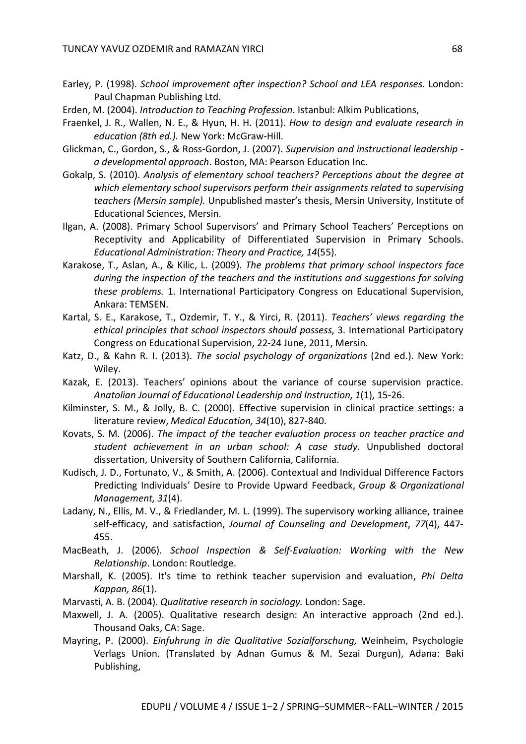Earley, P. (1998). *School improvement after inspection? School and LEA responses*. London: Paul Chapman Publishing Ltd.

Erden, M. (2004). *Introduction to Teaching Profession*. Istanbul: Alkim Publications,

Fraenkel, J. R., Wallen, N. E., & Hyun, H. H. (2011). *How to design and evaluate research in education (8th ed.).* New York: McGraw-Hill.

Glickman, C., Gordon, S., & Ross-Gordon, J. (2007). *Supervision and instructional leadership - a developmental approach*. Boston, MA: Pearson Education Inc.

Gokalp, S. (2010). *Analysis of elementary school teachers? Perceptions about the degree at which elementary school supervisors perform their assignments related to supervising teachers (Mersin sample).* Unpublished master's thesis, Mersin University, Institute of Educational Sciences, Mersin.

Ilgan, A. (2008). Primary School Supervisors' and Primary School Teachers' Perceptions on Receptivity and Applicability of Differentiated Supervision in Primary Schools. *Educational Administration: Theory and Practice, 14*(55).

Karakose, T., Aslan, A., & Kilic, L. (2009). *The problems that primary school inspectors face during the inspection of the teachers and the institutions and suggestions for solving these problems.* 1. International Participatory Congress on Educational Supervision, Ankara: TEMSEN.

Kartal, S. E., Karakose, T., Ozdemir, T. Y., & Yirci, R. (2011). *Teachers' views regarding the ethical principles that school inspectors should possess*, 3. International Participatory Congress on Educational Supervision, 22-24 June, 2011, Mersin.

Katz, D., & Kahn R. I. (2013). *The social psychology of organizations* (2nd ed.). New York: Wiley.

Kazak, E. (2013). Teachers' opinions about the variance of course supervision practice. *Anatolian Journal of Educational Leadership and Instruction, 1*(1), 15-26.

Kilminster, S. M., & Jolly, B. C. (2000). Effective supervision in clinical practice settings: a literature review, *Medical Education, 34*(10), 827-840.

Kovats, S. M. (2006). *The impact of the teacher evaluation process on teacher practice and student achievement in an urban school: A case study.* Unpublished doctoral dissertation, University of Southern California, California.

Kudisch, J. D., Fortunato, V., & Smith, A. (2006). Contextual and Individual Difference Factors Predicting Individuals' Desire to Provide Upward Feedback, *Group & Organizational Management, 31*(4).

Ladany, N., Ellis, M. V., & Friedlander, M. L. (1999). The supervisory working alliance, trainee self-efficacy, and satisfaction, *Journal of Counseling and Development*, *77*(4), 447-455.

MacBeath, J. (2006). *School Inspection & Self-Evaluation: Working with the New Relationship*. London: Routledge.

Marshall, K. (2005). It's time to rethink teacher supervision and evaluation, *Phi Delta Kappan, 86*(1).

Marvasti, A. B. (2004). *Qualitative research in sociology.* London: Sage.

Maxwell, J. A. (2005). Qualitative research design: An interactive approach (2nd ed.). Thousand Oaks, CA: Sage.

Mayring, P. (2000). *Einfuhrung in die Qualitative Sozialforschung,* Weinheim, Psychologie Verlags Union. (Translated by Adnan Gumus & M. Sezai Durgun), Adana: Baki Publishing,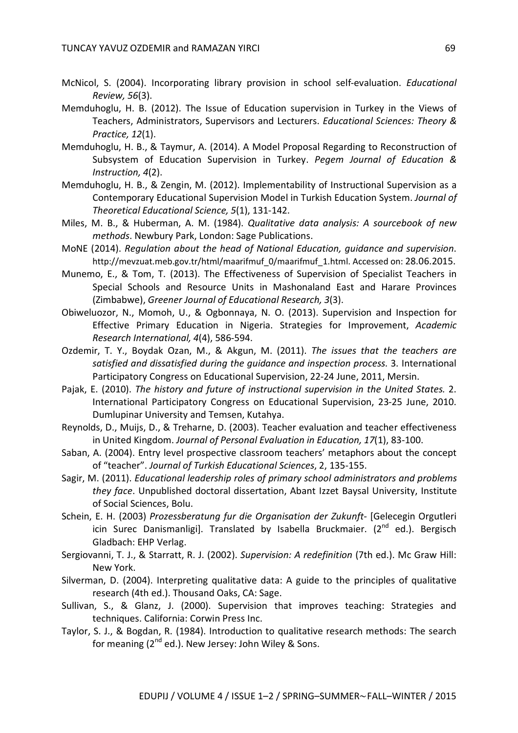McNicol, S. (2004). Incorporating library provision in school self-evaluation. *Educational Review, 56*(3).

Memduhoglu, H. B. (2012). The Issue of Education supervision in Turkey in the Views of Teachers, Administrators, Supervisors and Lecturers. *Educational Sciences: Theory & Practice, 12*(1).

Memduhoglu, H. B., & Taymur, A. (2014). A Model Proposal Regarding to Reconstruction of Subsystem of Education Supervision in Turkey. *Pegem Journal of Education & Instruction, 4*(2).

Memduhoglu, H. B., & Zengin, M. (2012). Implementability of Instructional Supervision as a Contemporary Educational Supervision Model in Turkish Education System. *Journal of Theoretical Educational Science, 5*(1), 131-142.

Miles, M. B., & Huberman, A. M. (1984). *Qualitative data analysis: A sourcebook of new methods*. Newbury Park, London: Sage Publications.

MoNE (2014). *Regulation about the head of National Education, guidance and supervision*. http://mevzuat.meb.gov.tr/html/maarifmuf_0/maarifmuf_1.html. Accessed on: 28.06.2015.

Munemo, E., & Tom, T. (2013). The Effectiveness of Supervision of Specialist Teachers in Special Schools and Resource Units in Mashonaland East and Harare Provinces (Zimbabwe), *Greener Journal of Educational Research, 3*(3).

Obiweluozor, N., Momoh, U., & Ogbonnaya, N. O. (2013). Supervision and Inspection for Effective Primary Education in Nigeria. Strategies for Improvement, *Academic Research International, 4*(4), 586-594.

Ozdemir, T. Y., Boydak Ozan, M., & Akgun, M. (2011). *The issues that the teachers are satisfied and dissatisfied during the guidance and inspection process*. 3. International Participatory Congress on Educational Supervision, 22-24 June, 2011, Mersin.

Pajak, E. (2010). *The history and future of instructional supervision in the United States.* 2. International Participatory Congress on Educational Supervision, 23-25 June, 2010. Dumlupinar University and Temsen, Kutahya.

Reynolds, D., Muijs, D., & Treharne, D. (2003). Teacher evaluation and teacher effectiveness in United Kingdom. *Journal of Personal Evaluation in Education, 17*(1), 83-100.

Saban, A. (2004). Entry level prospective classroom teachers' metaphors about the concept of "teacher". *Journal of Turkish Educational Sciences*, 2, 135-155.

Sagir, M. (2011). *Educational leadership roles of primary school administrators and problems they face*. Unpublished doctoral dissertation, Abant Izzet Baysal University, Institute of Social Sciences, Bolu.

Schein, E. H. (2003) *Prozessberatung fur die Organisation der Zukunft-* [Gelecegin Orgutleri icin Surec Danismanligi]. Translated by Isabella Bruckmaier. (2nd ed.). Bergisch Gladbach: EHP Verlag.

Sergiovanni, T. J., & Starratt, R. J. (2002). *Supervision: A redefinition* (7th ed.). Mc Graw Hill: New York.

Silverman, D. (2004). Interpreting qualitative data: A guide to the principles of qualitative research (4th ed.). Thousand Oaks, CA: Sage.

Sullivan, S., & Glanz, J. (2000). Supervision that improves teaching: Strategies and techniques. California: Corwin Press Inc.

Taylor, S. J., & Bogdan, R. (1984). Introduction to qualitative research methods: The search for meaning (2nd ed.). New Jersey: John Wiley & Sons.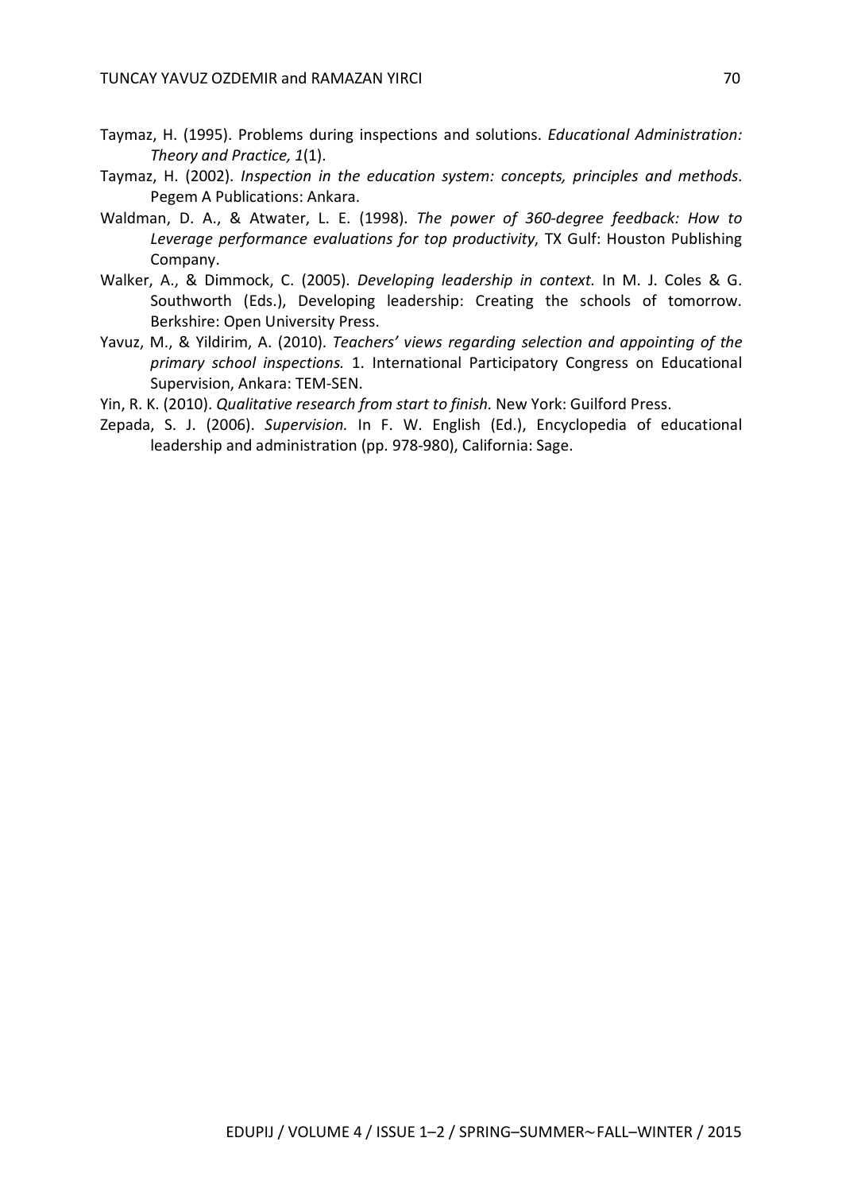Taymaz, H. (1995). Problems during inspections and solutions. *Educational Administration: Theory and Practice, 1*(1).

Taymaz, H. (2002). *Inspection in the education system: concepts, principles and methods*. Pegem A Publications: Ankara.

Waldman, D. A., & Atwater, L. E. (1998). *The power of 360-degree feedback: How to Leverage performance evaluations for top productivity*, TX Gulf: Houston Publishing Company.

Walker, A., & Dimmock, C. (2005). *Developing leadership in context.* In M. J. Coles & G. Southworth (Eds.), Developing leadership: Creating the schools of tomorrow. Berkshire: Open University Press.

Yavuz, M., & Yildirim, A. (2010). *Teachers' views regarding selection and appointing of the primary school inspections.* 1. International Participatory Congress on Educational Supervision, Ankara: TEM-SEN.

Yin, R. K. (2010). *Qualitative research from start to finish.* New York: Guilford Press.

Zepada, S. J. (2006). *Supervision.* In F. W. English (Ed.), Encyclopedia of educational leadership and administration (pp. 978-980), California: Sage.